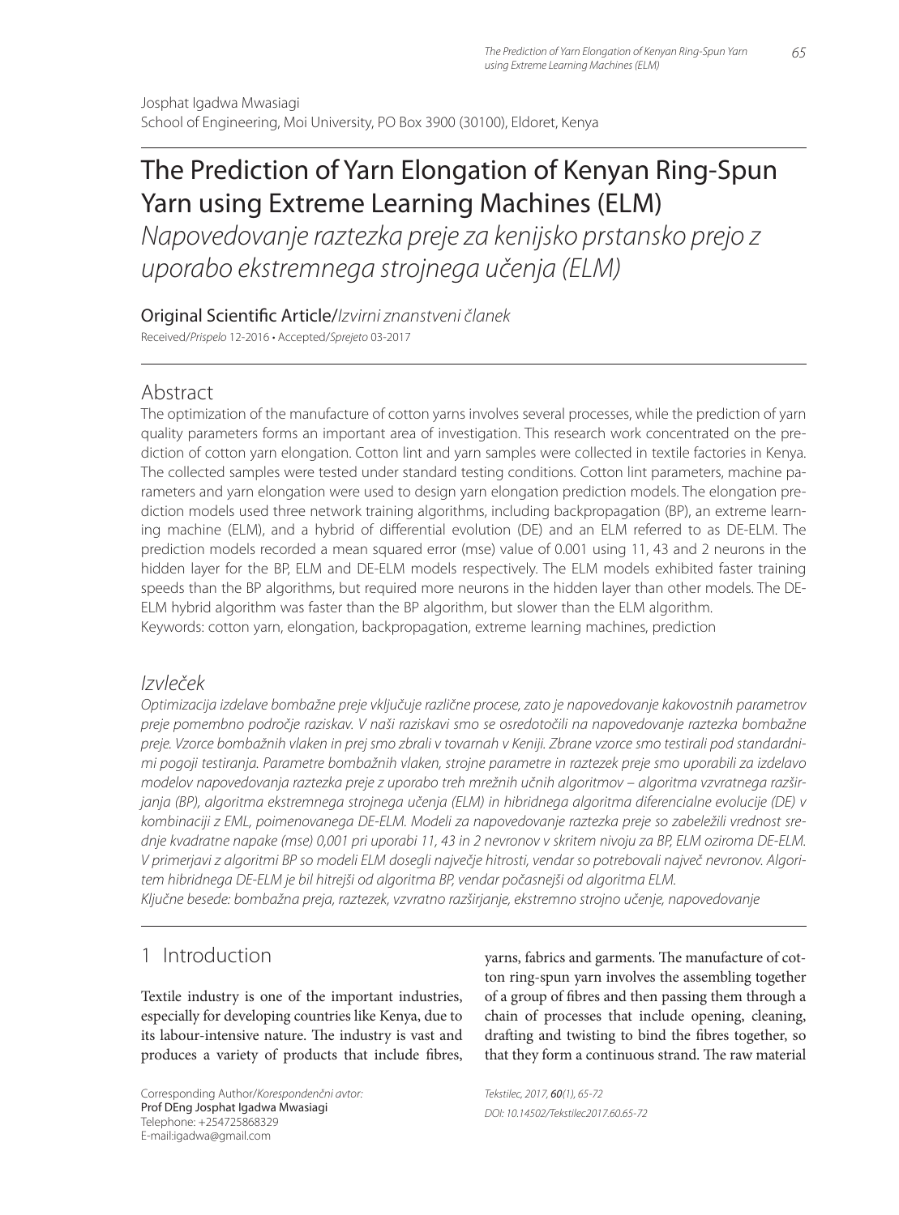Josphat Igadwa Mwasiagi
School of Engineering, Moi University, PO Box 3900 (30100), Eldoret, Kenya

# The Prediction of Yarn Elongation of Kenyan Ring-Spun Yarn using Extreme Learning Machines (ELM)

*Napovedovanje raztezka preje za kenijsko prstansko prejo z uporabo ekstremnega strojnega učenja (ELM)*

Original Scientific Article/*Izvirni znanstveni članek*

Received/*Prispelo* 12-2016 • Accepted/*Sprejeto* 03-2017

## Abstract

The optimization of the manufacture of cotton yarns involves several processes, while the prediction of yarn quality parameters forms an important area of investigation. This research work concentrated on the prediction of cotton yarn elongation. Cotton lint and yarn samples were collected in textile factories in Kenya. The collected samples were tested under standard testing conditions. Cotton lint parameters, machine parameters and yarn elongation were used to design yarn elongation prediction models. The elongation prediction models used three network training algorithms, including backpropagation (BP), an extreme learning machine (ELM), and a hybrid of differential evolution (DE) and an ELM referred to as DE-ELM. The prediction models recorded a mean squared error (mse) value of 0.001 using 11, 43 and 2 neurons in the hidden layer for the BP, ELM and DE-ELM models respectively. The ELM models exhibited faster training speeds than the BP algorithms, but required more neurons in the hidden layer than other models. The DE-ELM hybrid algorithm was faster than the BP algorithm, but slower than the ELM algorithm.

Keywords: cotton yarn, elongation, backpropagation, extreme learning machines, prediction

## *Izvleček*

*Optimizacija izdelave bombažne preje vključuje različne procese, zato je napovedovanje kakovostnih parametrov preje pomembno področje raziskav. V naši raziskavi smo se osredotočili na napovedovanje raztezka bombažne preje. Vzorce bombažnih vlaken in prej smo zbrali v tovarnah v Keniji. Zbrane vzorce smo testirali pod standardnimi pogoji testiranja. Parametre bombažnih vlaken, strojne parametre in raztezek preje smo uporabili za izdelavo modelov napovedovanja raztezka preje z uporabo treh mrežnih učnih algoritmov – algoritma vzvratnega razširjanja (BP), algoritma ekstremnega strojnega učenja (ELM) in hibridnega algoritma diferencialne evolucije (DE) v kombinaciji z EML, poimenovanega DE-ELM. Modeli za napovedovanje raztezka preje so zabeležili vrednost srednje kvadratne napake (mse) 0,001 pri uporabi 11, 43 in 2 nevronov v skritem nivoju za BP, ELM oziroma DE-ELM. V primerjavi z algoritmi BP so modeli ELM dosegli največje hitrosti, vendar so potrebovali največ nevronov. Algoritem hibridnega DE-ELM je bil hitrejši od algoritma BP, vendar počasnejši od algoritma ELM.*

*Ključne besede: bombažna preja, raztezek, vzvratno razširjanje, ekstremno strojno učenje, napovedovanje*

## 1 Introduction

Textile industry is one of the important industries, especially for developing countries like Kenya, due to its labour-intensive nature. The industry is vast and produces a variety of products that include fibres, yarns, fabrics and garments. The manufacture of cotton ring-spun yarn involves the assembling together of a group of fibres and then passing them through a chain of processes that include opening, cleaning, drafting and twisting to bind the fibres together, so that they form a continuous strand. The raw material

Corresponding Author/*Korespondenčni avtor:*
Prof DEng Josphat Igadwa Mwasiagi
Telephone: +254725868329
E-mail:igadwa@gmail.com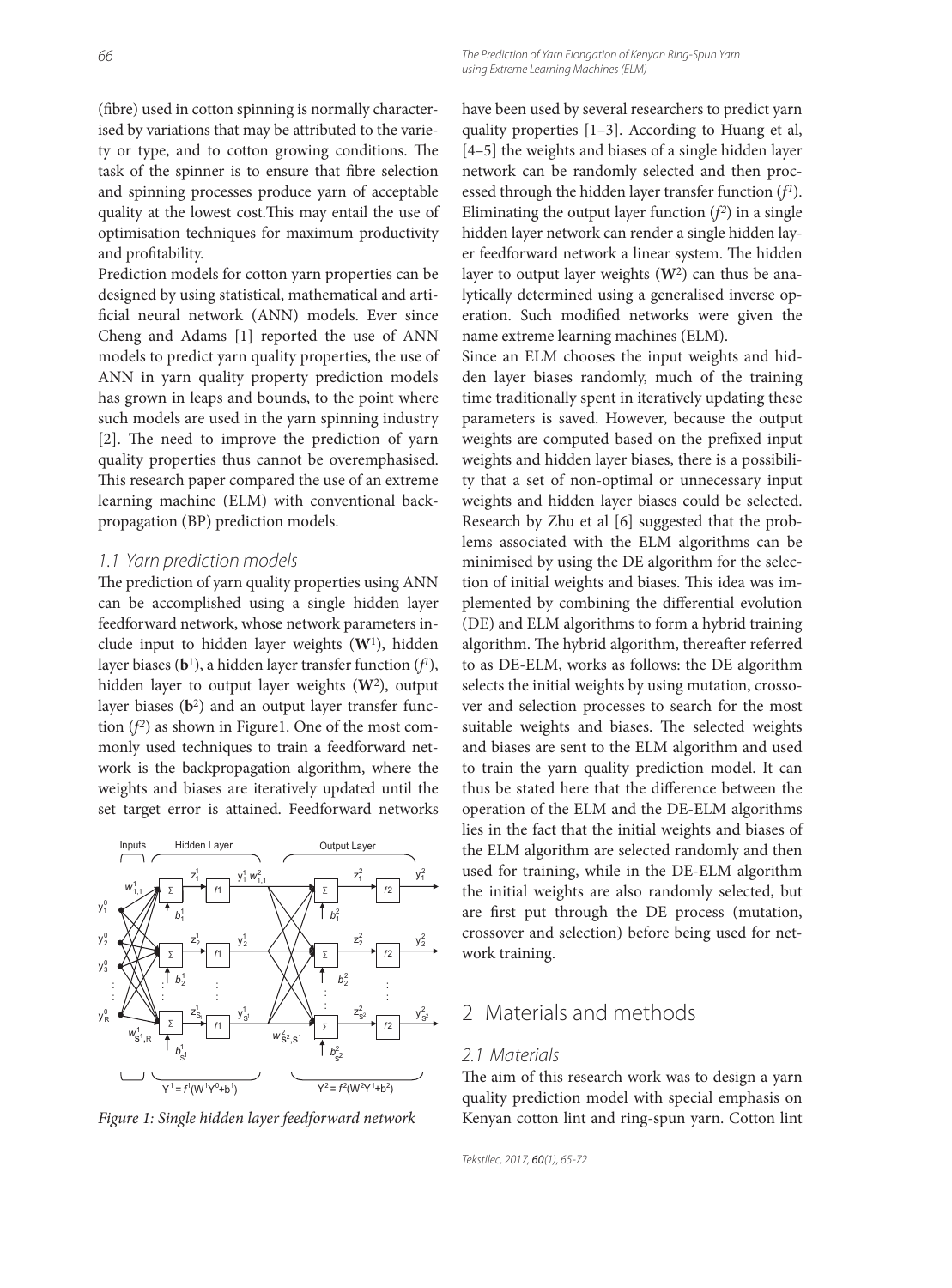(fibre) used in cotton spinning is normally characterised by variations that may be attributed to the variety or type, and to cotton growing conditions. The task of the spinner is to ensure that fibre selection and spinning processes produce yarn of acceptable quality at the lowest cost.This may entail the use of optimisation techniques for maximum productivity and profitability.

Prediction models for cotton yarn properties can be designed by using statistical, mathematical and artificial neural network (ANN) models. Ever since Cheng and Adams [1] reported the use of ANN models to predict yarn quality properties, the use of ANN in yarn quality property prediction models has grown in leaps and bounds, to the point where such models are used in the yarn spinning industry [2]. The need to improve the prediction of yarn quality properties thus cannot be overemphasised. This research paper compared the use of an extreme learning machine (ELM) with conventional backpropagation (BP) prediction models.

### 1.1 Yarn prediction models

The prediction of yarn quality properties using ANN can be accomplished using a single hidden layer feedforward network, whose network parameters include input to hidden layer weights ($\mathbf{W}^1$), hidden layer biases ($\mathbf{b}^1$), a hidden layer transfer function ($f^1$), hidden layer to output layer weights ($\mathbf{W}^2$), output layer biases ($\mathbf{b}^2$) and an output layer transfer function ($f^2$) as shown in Figure1. One of the most commonly used techniques to train a feedforward network is the backpropagation algorithm, where the weights and biases are iteratively updated until the set target error is attained. Feedforward networks

Figure 1: Single hidden layer feedforward network

have been used by several researchers to predict yarn quality properties [1–3]. According to Huang et al, [4–5] the weights and biases of a single hidden layer network can be randomly selected and then processed through the hidden layer transfer function ($f^1$). Eliminating the output layer function ($f^2$) in a single hidden layer network can render a single hidden layer feedforward network a linear system. The hidden layer to output layer weights ($\mathbf{W}^2$) can thus be analytically determined using a generalised inverse operation. Such modified networks were given the name extreme learning machines (ELM).

Since an ELM chooses the input weights and hidden layer biases randomly, much of the training time traditionally spent in iteratively updating these parameters is saved. However, because the output weights are computed based on the prefixed input weights and hidden layer biases, there is a possibility that a set of non-optimal or unnecessary input weights and hidden layer biases could be selected. Research by Zhu et al [6] suggested that the problems associated with the ELM algorithms can be minimised by using the DE algorithm for the selection of initial weights and biases. This idea was implemented by combining the differential evolution (DE) and ELM algorithms to form a hybrid training algorithm. The hybrid algorithm, thereafter referred to as DE-ELM, works as follows: the DE algorithm selects the initial weights by using mutation, crossover and selection processes to search for the most suitable weights and biases. The selected weights and biases are sent to the ELM algorithm and used to train the yarn quality prediction model. It can thus be stated here that the difference between the operation of the ELM and the DE-ELM algorithms lies in the fact that the initial weights and biases of the ELM algorithm are selected randomly and then used for training, while in the DE-ELM algorithm the initial weights are also randomly selected, but are first put through the DE process (mutation, crossover and selection) before being used for network training.

## 2 Materials and methods

### 2.1 Materials

The aim of this research work was to design a yarn quality prediction model with special emphasis on Kenyan cotton lint and ring-spun yarn. Cotton lint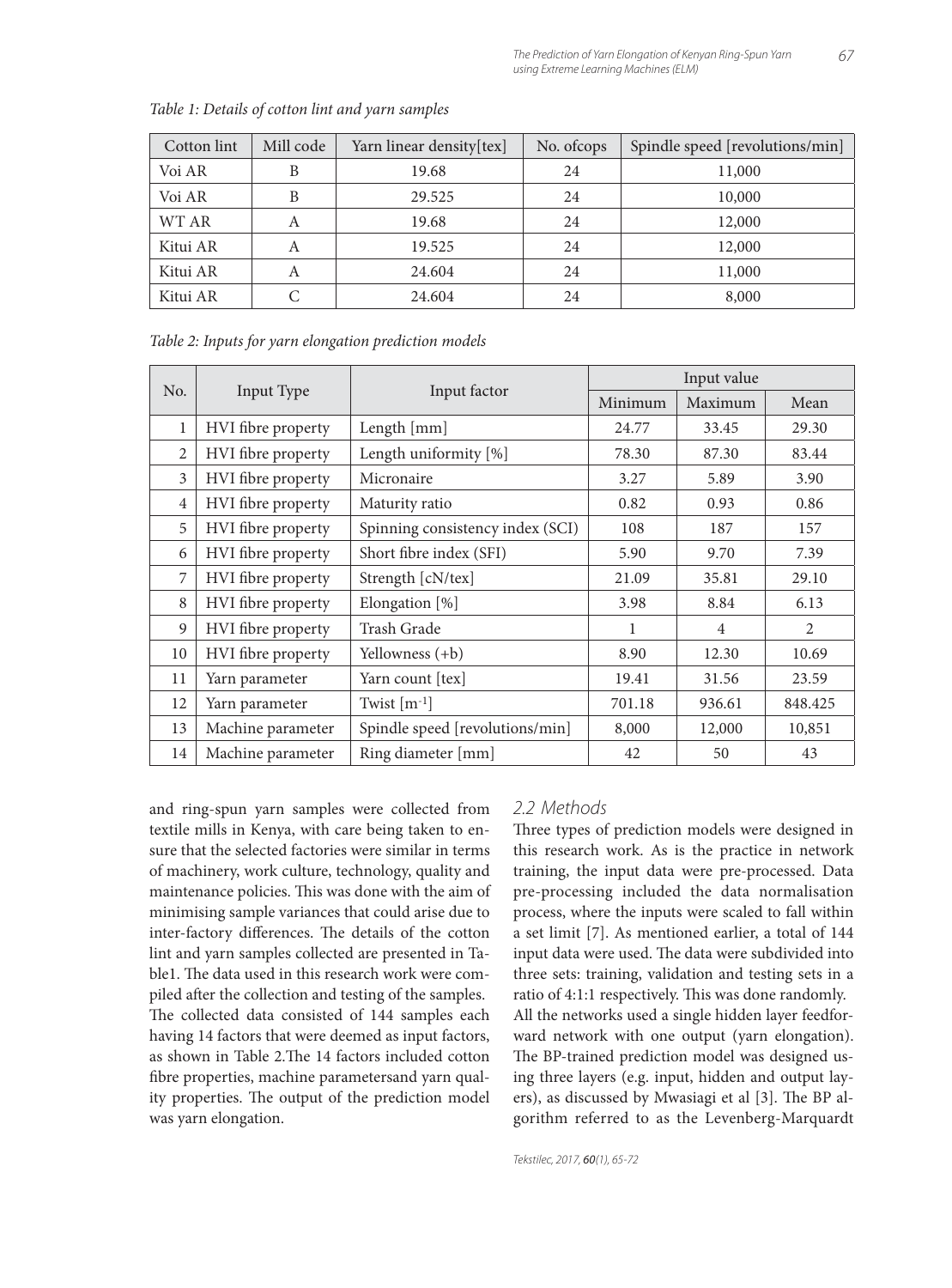*Table 1: Details of cotton lint and yarn samples*

| Cotton lint | Mill code | Yarn linear density[tex] | No. ofcops | Spindle speed [revolutions/min] |
|---|---|---|---|---|
| Voi AR | B | 19.68 | 24 | 11,000 |
| Voi AR | B | 29.525 | 24 | 10,000 |
| WT AR | A | 19.68 | 24 | 12,000 |
| Kitui AR | A | 19.525 | 24 | 12,000 |
| Kitui AR | A | 24.604 | 24 | 11,000 |
| Kitui AR | C | 24.604 | 24 | 8,000 |

*Table 2: Inputs for yarn elongation prediction models*

| No. | Input Type | Input factor | Input value | | |
|---|---|---|---|---|---|
| | | | Minimum | Maximum | Mean |
| 1 | HVI fibre property | Length [mm] | 24.77 | 33.45 | 29.30 |
| 2 | HVI fibre property | Length uniformity [%] | 78.30 | 87.30 | 83.44 |
| 3 | HVI fibre property | Micronaire | 3.27 | 5.89 | 3.90 |
| 4 | HVI fibre property | Maturity ratio | 0.82 | 0.93 | 0.86 |
| 5 | HVI fibre property | Spinning consistency index (SCI) | 108 | 187 | 157 |
| 6 | HVI fibre property | Short fibre index (SFI) | 5.90 | 9.70 | 7.39 |
| 7 | HVI fibre property | Strength [cN/tex] | 21.09 | 35.81 | 29.10 |
| 8 | HVI fibre property | Elongation [%] | 3.98 | 8.84 | 6.13 |
| 9 | HVI fibre property | Trash Grade | 1 | 4 | 2 |
| 10 | HVI fibre property | Yellowness (+b) | 8.90 | 12.30 | 10.69 |
| 11 | Yarn parameter | Yarn count [tex] | 19.41 | 31.56 | 23.59 |
| 12 | Yarn parameter | Twist [$m^{-1}$] | 701.18 | 936.61 | 848.425 |
| 13 | Machine parameter | Spindle speed [revolutions/min] | 8,000 | 12,000 | 10,851 |
| 14 | Machine parameter | Ring diameter [mm] | 42 | 50 | 43 |

and ring-spun yarn samples were collected from textile mills in Kenya, with care being taken to ensure that the selected factories were similar in terms of machinery, work culture, technology, quality and maintenance policies. This was done with the aim of minimising sample variances that could arise due to inter-factory differences. The details of the cotton lint and yarn samples collected are presented in Table1. The data used in this research work were compiled after the collection and testing of the samples. The collected data consisted of 144 samples each having 14 factors that were deemed as input factors, as shown in Table 2.The 14 factors included cotton fibre properties, machine parametersand yarn quality properties. The output of the prediction model was yarn elongation.

### 2.2 Methods

Three types of prediction models were designed in this research work. As is the practice in network training, the input data were pre-processed. Data pre-processing included the data normalisation process, where the inputs were scaled to fall within a set limit [7]. As mentioned earlier, a total of 144 input data were used. The data were subdivided into three sets: training, validation and testing sets in a ratio of 4:1:1 respectively. This was done randomly. All the networks used a single hidden layer feedforward network with one output (yarn elongation). The BP-trained prediction model was designed using three layers (e.g. input, hidden and output layers), as discussed by Mwasiagi et al [3]. The BP algorithm referred to as the Levenberg-Marquardt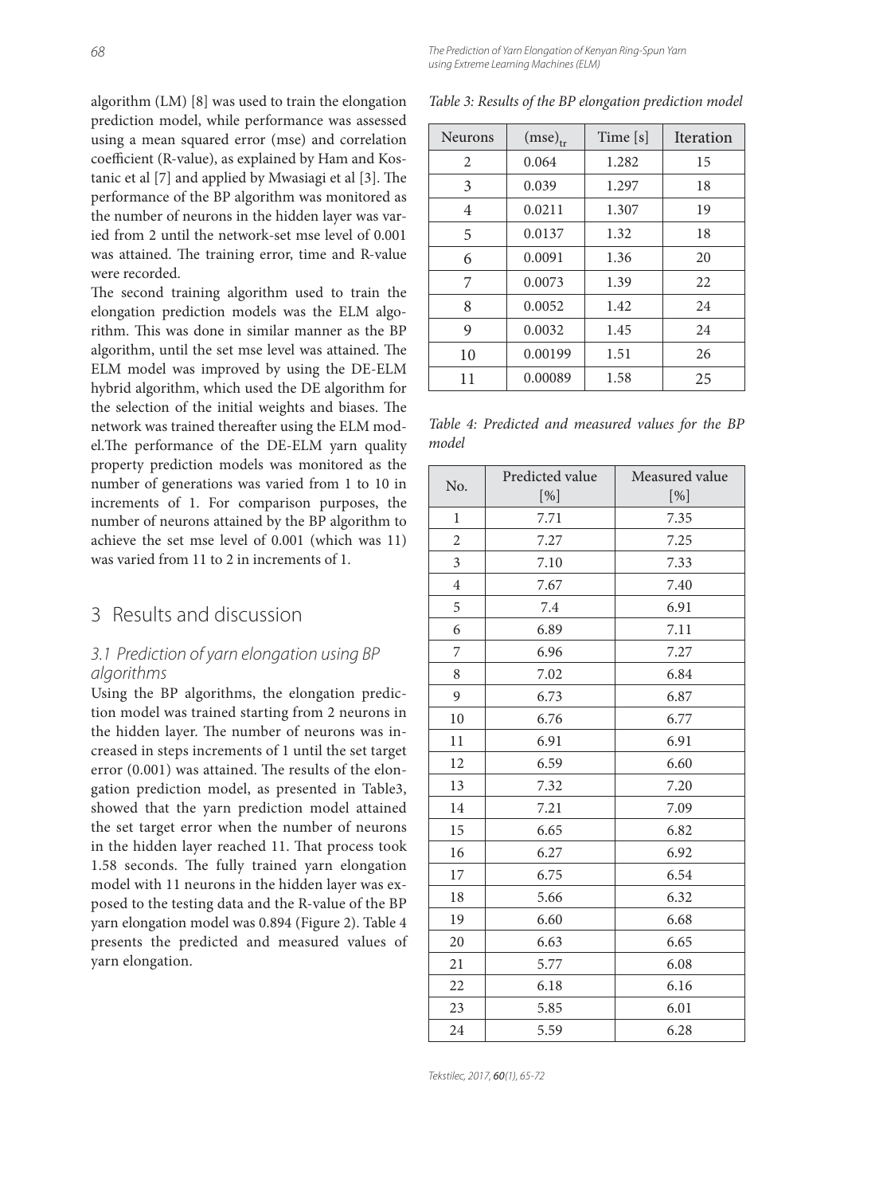algorithm (LM) [8] was used to train the elongation prediction model, while performance was assessed using a mean squared error (mse) and correlation coefficient (R-value), as explained by Ham and Kostanic et al [7] and applied by Mwasiagi et al [3]. The performance of the BP algorithm was monitored as the number of neurons in the hidden layer was varied from 2 until the network-set mse level of 0.001 was attained. The training error, time and R-value were recorded.

The second training algorithm used to train the elongation prediction models was the ELM algorithm. This was done in similar manner as the BP algorithm, until the set mse level was attained. The ELM model was improved by using the DE-ELM hybrid algorithm, which used the DE algorithm for the selection of the initial weights and biases. The network was trained thereafter using the ELM model.The performance of the DE-ELM yarn quality property prediction models was monitored as the number of generations was varied from 1 to 10 in increments of 1. For comparison purposes, the number of neurons attained by the BP algorithm to achieve the set mse level of 0.001 (which was 11) was varied from 11 to 2 in increments of 1.

## 3 Results and discussion

### 3.1 Prediction of yarn elongation using BP algorithms

Using the BP algorithms, the elongation prediction model was trained starting from 2 neurons in the hidden layer. The number of neurons was increased in steps increments of 1 until the set target error (0.001) was attained. The results of the elongation prediction model, as presented in Table3, showed that the yarn prediction model attained the set target error when the number of neurons in the hidden layer reached 11. That process took 1.58 seconds. The fully trained yarn elongation model with 11 neurons in the hidden layer was exposed to the testing data and the R-value of the BP yarn elongation model was 0.894 (Figure 2). Table 4 presents the predicted and measured values of yarn elongation.

*Table 3: Results of the BP elongation prediction model*

| Neurons | $(mse)_{tr}$ | Time [s] | Iteration |
|---|---|---|---|
| 2 | 0.064 | 1.282 | 15 |
| 3 | 0.039 | 1.297 | 18 |
| 4 | 0.0211 | 1.307 | 19 |
| 5 | 0.0137 | 1.32 | 18 |
| 6 | 0.0091 | 1.36 | 20 |
| 7 | 0.0073 | 1.39 | 22 |
| 8 | 0.0052 | 1.42 | 24 |
| 9 | 0.0032 | 1.45 | 24 |
| 10 | 0.00199 | 1.51 | 26 |
| 11 | 0.00089 | 1.58 | 25 |

*Table 4: Predicted and measured values for the BP model*

| No. | Predicted value [%] | Measured value [%] |
|---|---|---|
| 1 | 7.71 | 7.35 |
| 2 | 7.27 | 7.25 |
| 3 | 7.10 | 7.33 |
| 4 | 7.67 | 7.40 |
| 5 | 7.4 | 6.91 |
| 6 | 6.89 | 7.11 |
| 7 | 6.96 | 7.27 |
| 8 | 7.02 | 6.84 |
| 9 | 6.73 | 6.87 |
| 10 | 6.76 | 6.77 |
| 11 | 6.91 | 6.91 |
| 12 | 6.59 | 6.60 |
| 13 | 7.32 | 7.20 |
| 14 | 7.21 | 7.09 |
| 15 | 6.65 | 6.82 |
| 16 | 6.27 | 6.92 |
| 17 | 6.75 | 6.54 |
| 18 | 5.66 | 6.32 |
| 19 | 6.60 | 6.68 |
| 20 | 6.63 | 6.65 |
| 21 | 5.77 | 6.08 |
| 22 | 6.18 | 6.16 |
| 23 | 5.85 | 6.01 |
| 24 | 5.59 | 6.28 |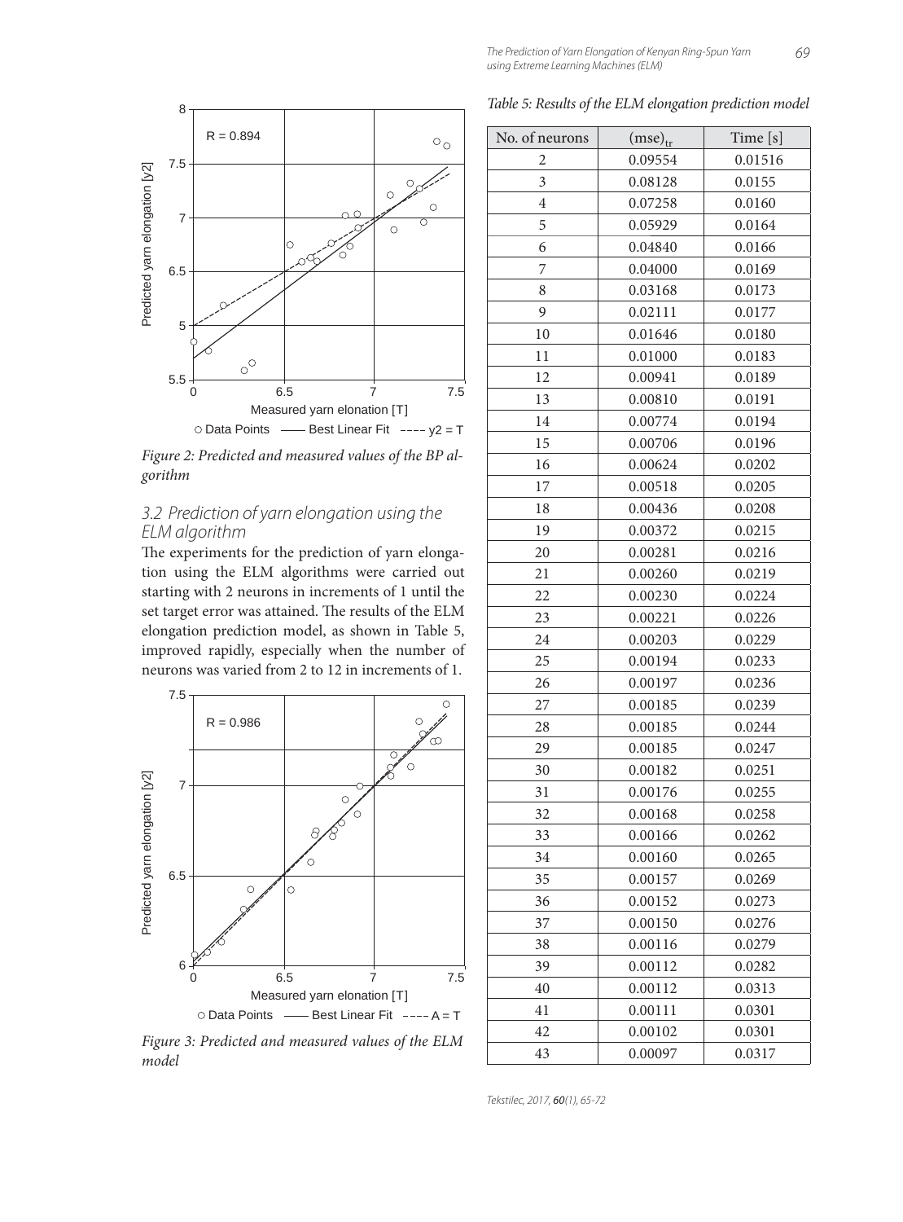Figure 2: Predicted and measured values of the BP algorithm

### 3.2 Prediction of yarn elongation using the ELM algorithm

The experiments for the prediction of yarn elongation using the ELM algorithms were carried out starting with 2 neurons in increments of 1 until the set target error was attained. The results of the ELM elongation prediction model, as shown in Table 5, improved rapidly, especially when the number of neurons was varied from 2 to 12 in increments of 1.

Figure 3: Predicted and measured values of the ELM model

*Table 5: Results of the ELM elongation prediction model*

| No. of neurons | $(mse)_{tr}$ | Time [s] |
|---|---|---|
| 2 | 0.09554 | 0.01516 |
| 3 | 0.08128 | 0.0155 |
| 4 | 0.07258 | 0.0160 |
| 5 | 0.05929 | 0.0164 |
| 6 | 0.04840 | 0.0166 |
| 7 | 0.04000 | 0.0169 |
| 8 | 0.03168 | 0.0173 |
| 9 | 0.02111 | 0.0177 |
| 10 | 0.01646 | 0.0180 |
| 11 | 0.01000 | 0.0183 |
| 12 | 0.00941 | 0.0189 |
| 13 | 0.00810 | 0.0191 |
| 14 | 0.00774 | 0.0194 |
| 15 | 0.00706 | 0.0196 |
| 16 | 0.00624 | 0.0202 |
| 17 | 0.00518 | 0.0205 |
| 18 | 0.00436 | 0.0208 |
| 19 | 0.00372 | 0.0215 |
| 20 | 0.00281 | 0.0216 |
| 21 | 0.00260 | 0.0219 |
| 22 | 0.00230 | 0.0224 |
| 23 | 0.00221 | 0.0226 |
| 24 | 0.00203 | 0.0229 |
| 25 | 0.00194 | 0.0233 |
| 26 | 0.00197 | 0.0236 |
| 27 | 0.00185 | 0.0239 |
| 28 | 0.00185 | 0.0244 |
| 29 | 0.00185 | 0.0247 |
| 30 | 0.00182 | 0.0251 |
| 31 | 0.00176 | 0.0255 |
| 32 | 0.00168 | 0.0258 |
| 33 | 0.00166 | 0.0262 |
| 34 | 0.00160 | 0.0265 |
| 35 | 0.00157 | 0.0269 |
| 36 | 0.00152 | 0.0273 |
| 37 | 0.00150 | 0.0276 |
| 38 | 0.00116 | 0.0279 |
| 39 | 0.00112 | 0.0282 |
| 40 | 0.00112 | 0.0313 |
| 41 | 0.00111 | 0.0301 |
| 42 | 0.00102 | 0.0301 |
| 43 | 0.00097 | 0.0317 |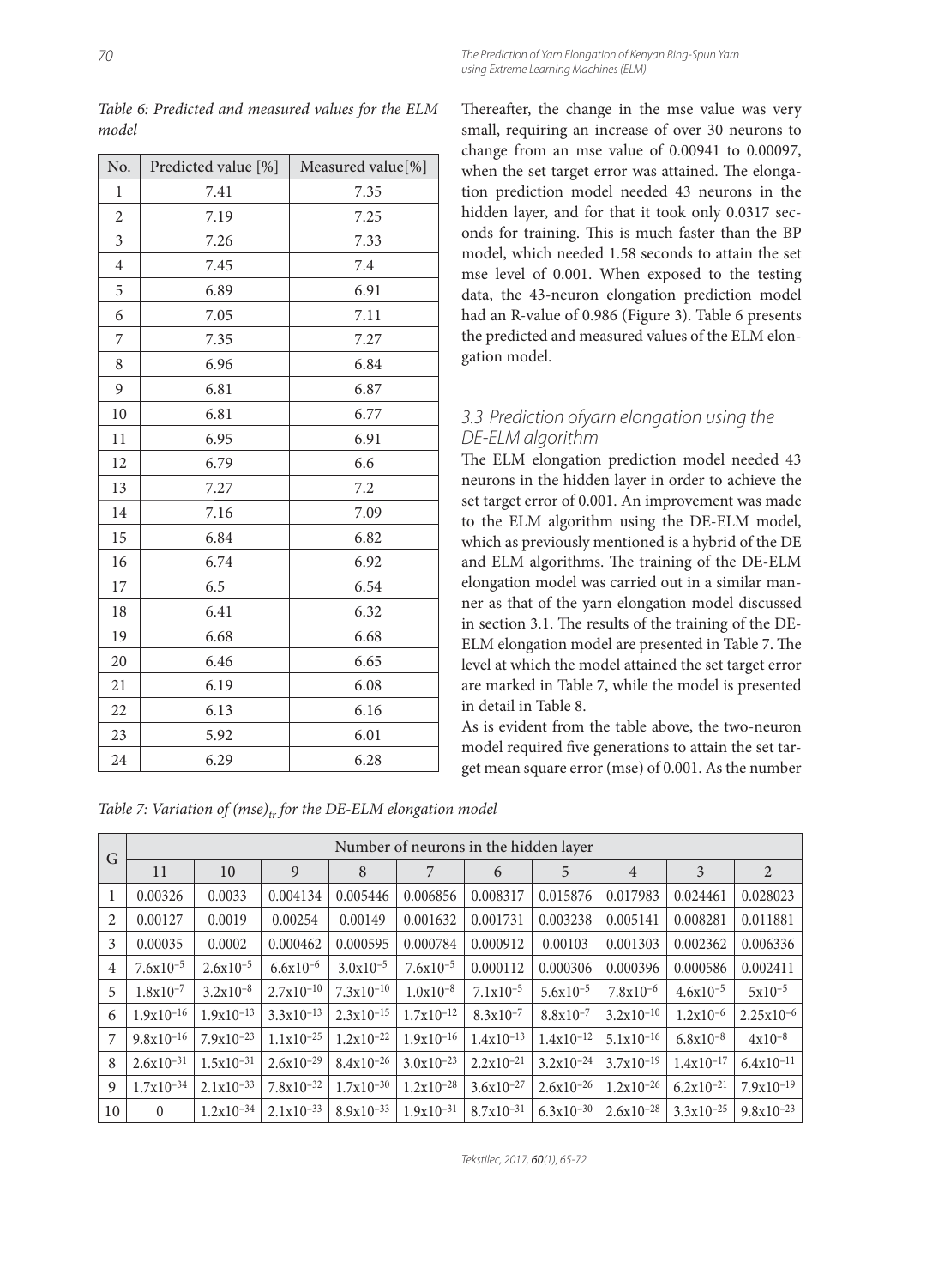*Table 6: Predicted and measured values for the ELM model*

| No. | Predicted value [%] | Measured value[%] |
|---|---|---|
| 1 | 7.41 | 7.35 |
| 2 | 7.19 | 7.25 |
| 3 | 7.26 | 7.33 |
| 4 | 7.45 | 7.4 |
| 5 | 6.89 | 6.91 |
| 6 | 7.05 | 7.11 |
| 7 | 7.35 | 7.27 |
| 8 | 6.96 | 6.84 |
| 9 | 6.81 | 6.87 |
| 10 | 6.81 | 6.77 |
| 11 | 6.95 | 6.91 |
| 12 | 6.79 | 6.6 |
| 13 | 7.27 | 7.2 |
| 14 | 7.16 | 7.09 |
| 15 | 6.84 | 6.82 |
| 16 | 6.74 | 6.92 |
| 17 | 6.5 | 6.54 |
| 18 | 6.41 | 6.32 |
| 19 | 6.68 | 6.68 |
| 20 | 6.46 | 6.65 |
| 21 | 6.19 | 6.08 |
| 22 | 6.13 | 6.16 |
| 23 | 5.92 | 6.01 |
| 24 | 6.29 | 6.28 |

Thereafter, the change in the mse value was very small, requiring an increase of over 30 neurons to change from an mse value of 0.00941 to 0.00097, when the set target error was attained. The elongation prediction model needed 43 neurons in the hidden layer, and for that it took only 0.0317 seconds for training. This is much faster than the BP model, which needed 1.58 seconds to attain the set mse level of 0.001. When exposed to the testing data, the 43-neuron elongation prediction model had an R-value of 0.986 (Figure 3). Table 6 presents the predicted and measured values of the ELM elongation model.

### 3.3 Prediction ofyarn elongation using the DE-ELM algorithm

The ELM elongation prediction model needed 43 neurons in the hidden layer in order to achieve the set target error of 0.001. An improvement was made to the ELM algorithm using the DE-ELM model, which as previously mentioned is a hybrid of the DE and ELM algorithms. The training of the DE-ELM elongation model was carried out in a similar manner as that of the yarn elongation model discussed in section 3.1. The results of the training of the DE-ELM elongation model are presented in Table 7. The level at which the model attained the set target error are marked in Table 7, while the model is presented in detail in Table 8.

As is evident from the table above, the two-neuron model required five generations to attain the set target mean square error (mse) of 0.001. As the number

*Table 7: Variation of $(mse)_{tr}$ for the DE-ELM elongation model*

| G | Number of neurons in the hidden layer | | | | | | | | | |
|---|---|---|---|---|---|---|---|---|---|---|
| | 11 | 10 | 9 | 8 | 7 | 6 | 5 | 4 | 3 | 2 |
| 1 | 0.00326 | 0.0033 | 0.004134 | 0.005446 | 0.006856 | 0.008317 | 0.015876 | 0.017983 | 0.024461 | 0.028023 |
| 2 | 0.00127 | 0.0019 | 0.00254 | 0.00149 | 0.001632 | 0.001731 | 0.003238 | 0.005141 | 0.008281 | 0.011881 |
| 3 | 0.00035 | 0.0002 | 0.000462 | 0.000595 | 0.000784 | 0.000912 | 0.00103 | 0.001303 | 0.002362 | 0.006336 |
| 4 | $7.6x10^{-5}$ | $2.6x10^{-5}$ | $6.6x10^{-6}$ | $3.0x10^{-5}$ | $7.6x10^{-5}$ | 0.000112 | 0.000306 | 0.000396 | 0.000586 | 0.002411 |
| 5 | $1.8x10^{-7}$ | $3.2x10^{-8}$ | $2.7x10^{-10}$ | $7.3x10^{-10}$ | $1.0x10^{-8}$ | $7.1x10^{-5}$ | $5.6x10^{-5}$ | $7.8x10^{-6}$ | $4.6x10^{-5}$ | $5x10^{-5}$ |
| 6 | $1.9x10^{-16}$ | $1.9x10^{-13}$ | $3.3x10^{-13}$ | $2.3x10^{-15}$ | $1.7x10^{-12}$ | $8.3x10^{-7}$ | $8.8x10^{-7}$ | $3.2x10^{-10}$ | $1.2x10^{-6}$ | $2.25x10^{-6}$ |
| 7 | $9.8x10^{-16}$ | $7.9x10^{-23}$ | $1.1x10^{-25}$ | $1.2x10^{-22}$ | $1.9x10^{-16}$ | $1.4x10^{-13}$ | $1.4x10^{-12}$ | $5.1x10^{-16}$ | $6.8x10^{-8}$ | $4x10^{-8}$ |
| 8 | $2.6x10^{-31}$ | $1.5x10^{-31}$ | $2.6x10^{-29}$ | $8.4x10^{-26}$ | $3.0x10^{-23}$ | $2.2x10^{-21}$ | $3.2x10^{-24}$ | $3.7x10^{-19}$ | $1.4x10^{-17}$ | $6.4x10^{-11}$ |
| 9 | $1.7x10^{-34}$ | $2.1x10^{-33}$ | $7.8x10^{-32}$ | $1.7x10^{-30}$ | $1.2x10^{-28}$ | $3.6x10^{-27}$ | $2.6x10^{-26}$ | $1.2x10^{-26}$ | $6.2x10^{-21}$ | $7.9x10^{-19}$ |
| 10 | 0 | $1.2x10^{-34}$ | $2.1x10^{-33}$ | $8.9x10^{-33}$ | $1.9x10^{-31}$ | $8.7x10^{-31}$ | $6.3x10^{-30}$ | $2.6x10^{-28}$ | $3.3x10^{-25}$ | $9.8x10^{-23}$ |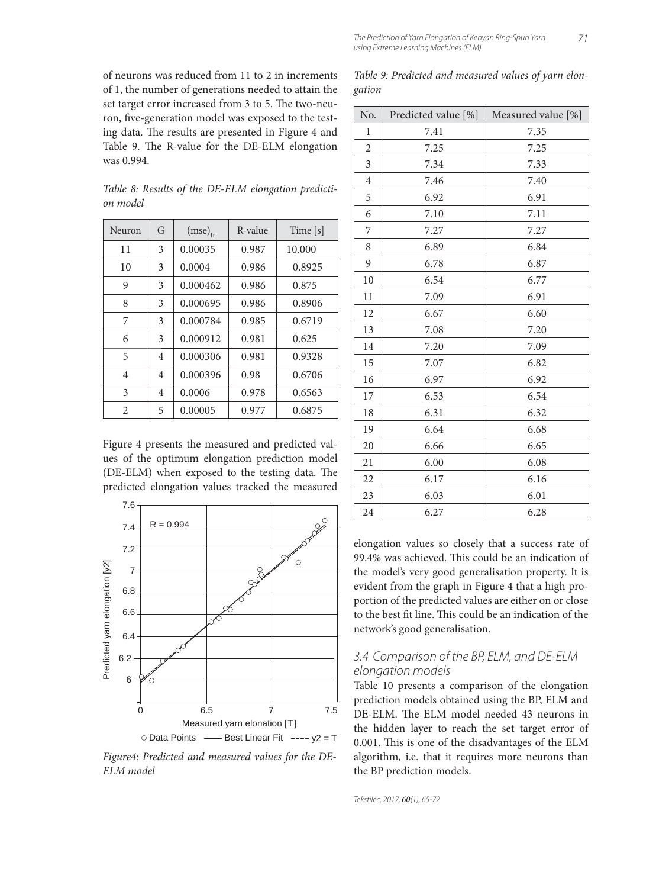of neurons was reduced from 11 to 2 in increments of 1, the number of generations needed to attain the set target error increased from 3 to 5. The two-neuron, five-generation model was exposed to the testing data. The results are presented in Figure 4 and Table 9. The R-value for the DE-ELM elongation was 0.994.

*Table 8: Results of the DE-ELM elongation prediction model*

| Neuron | G | $(mse)_{tr}$ | R-value | Time [s] |
|---|---|---|---|---|
| 11 | 3 | 0.00035 | 0.987 | 10.000 |
| 10 | 3 | 0.0004 | 0.986 | 0.8925 |
| 9 | 3 | 0.000462 | 0.986 | 0.875 |
| 8 | 3 | 0.000695 | 0.986 | 0.8906 |
| 7 | 3 | 0.000784 | 0.985 | 0.6719 |
| 6 | 3 | 0.000912 | 0.981 | 0.625 |
| 5 | 4 | 0.000306 | 0.981 | 0.9328 |
| 4 | 4 | 0.000396 | 0.98 | 0.6706 |
| 3 | 4 | 0.0006 | 0.978 | 0.6563 |
| 2 | 5 | 0.00005 | 0.977 | 0.6875 |

Figure 4 presents the measured and predicted values of the optimum elongation prediction model (DE-ELM) when exposed to the testing data. The predicted elongation values tracked the measured elongation values so closely that a success rate of 99.4% was achieved. This could be an indication of the model's very good generalisation property. It is evident from the graph in Figure 4 that a high proportion of the predicted values are either on or close to the best fit line. This could be an indication of the network's good generalisation.

*Figure4: Predicted and measured values for the DE-ELM model*

*Table 9: Predicted and measured values of yarn elongation*

| No. | Predicted value [%] | Measured value [%] |
|---|---|---|
| 1 | 7.41 | 7.35 |
| 2 | 7.25 | 7.25 |
| 3 | 7.34 | 7.33 |
| 4 | 7.46 | 7.40 |
| 5 | 6.92 | 6.91 |
| 6 | 7.10 | 7.11 |
| 7 | 7.27 | 7.27 |
| 8 | 6.89 | 6.84 |
| 9 | 6.78 | 6.87 |
| 10 | 6.54 | 6.77 |
| 11 | 7.09 | 6.91 |
| 12 | 6.67 | 6.60 |
| 13 | 7.08 | 7.20 |
| 14 | 7.20 | 7.09 |
| 15 | 7.07 | 6.82 |
| 16 | 6.97 | 6.92 |
| 17 | 6.53 | 6.54 |
| 18 | 6.31 | 6.32 |
| 19 | 6.64 | 6.68 |
| 20 | 6.66 | 6.65 |
| 21 | 6.00 | 6.08 |
| 22 | 6.17 | 6.16 |
| 23 | 6.03 | 6.01 |
| 24 | 6.27 | 6.28 |

### 3.4 Comparison of the BP, ELM, and DE-ELM elongation models

Table 10 presents a comparison of the elongation prediction models obtained using the BP, ELM and DE-ELM. The ELM model needed 43 neurons in the hidden layer to reach the set target error of 0.001. This is one of the disadvantages of the ELM algorithm, i.e. that it requires more neurons than the BP prediction models.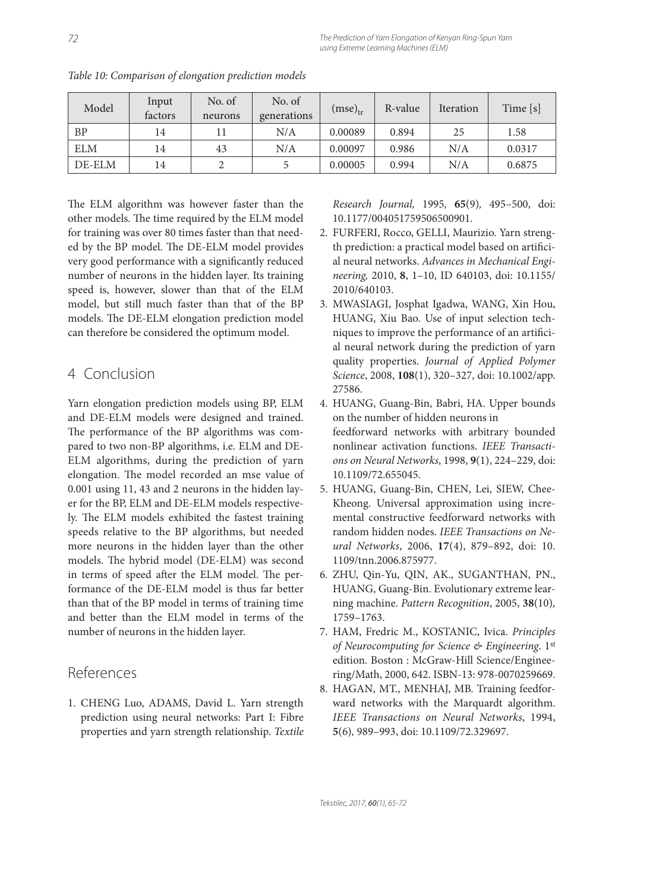Table 10: Comparison of elongation prediction models

| Model | Input factors | No. of neurons | No. of generations | $(mse)_{tr}$ | R-value | Iteration | Time [s] |
|---|---|---|---|---|---|---|---|
| BP | 14 | 11 | N/A | 0.00089 | 0.894 | 25 | 1.58 |
| ELM | 14 | 43 | N/A | 0.00097 | 0.986 | N/A | 0.0317 |
| DE-ELM | 14 | 2 | 5 | 0.00005 | 0.994 | N/A | 0.6875 |

The ELM algorithm was however faster than the other models. The time required by the ELM model for training was over 80 times faster than that needed by the BP model. The DE-ELM model provides very good performance with a significantly reduced number of neurons in the hidden layer. Its training speed is, however, slower than that of the ELM model, but still much faster than that of the BP models. The DE-ELM elongation prediction model can therefore be considered the optimum model.

## 4 Conclusion

Yarn elongation prediction models using BP, ELM and DE-ELM models were designed and trained. The performance of the BP algorithms was compared to two non-BP algorithms, i.e. ELM and DE-ELM algorithms, during the prediction of yarn elongation. The model recorded an mse value of 0.001 using 11, 43 and 2 neurons in the hidden layer for the BP, ELM and DE-ELM models respectively. The ELM models exhibited the fastest training speeds relative to the BP algorithms, but needed more neurons in the hidden layer than the other models. The hybrid model (DE-ELM) was second in terms of speed after the ELM model. The performance of the DE-ELM model is thus far better than that of the BP model in terms of training time and better than the ELM model in terms of the number of neurons in the hidden layer.

## References

1. CHENG Luo, ADAMS, David L. Yarn strength prediction using neural networks: Part I: Fibre properties and yarn strength relationship. *Textile Research Journal,* 1995, **65**(9), 495–500, doi: 10.1177/004051759506500901.
2. FURFERI, Rocco, GELLI, Maurizio. Yarn strength prediction: a practical model based on artificial neural networks. *Advances in Mechanical Engineering,* 2010, **8**, 1–10, ID 640103, doi: 10.1155/2010/640103.
3. MWASIAGI, Josphat Igadwa, WANG, Xin Hou, HUANG, Xiu Bao. Use of input selection techniques to improve the performance of an artificial neural network during the prediction of yarn quality properties. *Journal of Applied Polymer Science*, 2008, **108**(1), 320–327, doi: 10.1002/app.27586.
4. HUANG, Guang-Bin, Babri, HA. Upper bounds on the number of hidden neurons in feedforward networks with arbitrary bounded nonlinear activation functions. *IEEE Transactions on Neural Networks*, 1998, **9**(1), 224–229, doi: 10.1109/72.655045.
5. HUANG, Guang-Bin, CHEN, Lei, SIEW, Chee-Kheong. Universal approximation using incremental constructive feedforward networks with random hidden nodes. *IEEE Transactions on Neural Networks*, 2006, **17**(4), 879–892, doi: 10.1109/tnn.2006.875977.
6. ZHU, Qin-Yu, QIN, AK., SUGANTHAN, PN., HUANG, Guang-Bin. Evolutionary extreme learning machine. *Pattern Recognition*, 2005, **38**(10), 1759–1763.
7. HAM, Fredric M., KOSTANIC, Ivica. *Principles of Neurocomputing for Science & Engineering*. 1st edition. Boston : McGraw-Hill Science/Engineering/Math, 2000, 642. ISBN-13: 978-0070259669.
8. HAGAN, MT., MENHAJ, MB. Training feedforward networks with the Marquardt algorithm. *IEEE Transactions on Neural Networks*, 1994, **5**(6), 989–993, doi: 10.1109/72.329697.